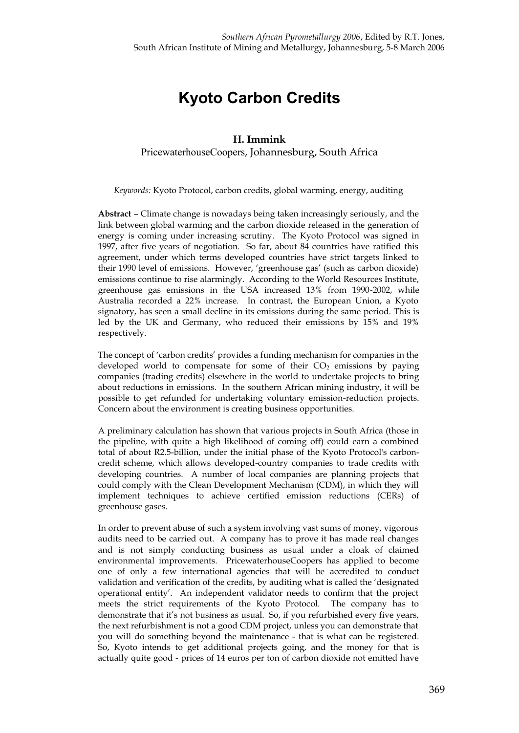# Kyoto Carbon Credits

**H. Immink**

PricewaterhouseCoopers, Johannesburg, South Africa

*Keywords:* Kyoto Protocol, carbon credits, global warming, energy, auditing

**Abstract** – Climate change is nowadays being taken increasingly seriously, and the link between global warming and the carbon dioxide released in the generation of energy is coming under increasing scrutiny. The Kyoto Protocol was signed in 1997, after five years of negotiation. So far, about 84 countries have ratified this agreement, under which terms developed countries have strict targets linked to their 1990 level of emissions. However, 'greenhouse gas' (such as carbon dioxide) emissions continue to rise alarmingly. According to the World Resources Institute, greenhouse gas emissions in the USA increased 13% from 1990-2002, while Australia recorded a 22% increase. In contrast, the European Union, a Kyoto signatory, has seen a small decline in its emissions during the same period. This is led by the UK and Germany, who reduced their emissions by 15% and 19% respectively.

The concept of 'carbon credits' provides a funding mechanism for companies in the developed world to compensate for some of their $CO_2$ emissions by paying companies (trading credits) elsewhere in the world to undertake projects to bring about reductions in emissions. In the southern African mining industry, it will be possible to get refunded for undertaking voluntary emission-reduction projects. Concern about the environment is creating business opportunities.

A preliminary calculation has shown that various projects in South Africa (those in the pipeline, with quite a high likelihood of coming off) could earn a combined total of about R2.5-billion, under the initial phase of the Kyoto Protocol's carbon-credit scheme, which allows developed-country companies to trade credits with developing countries. A number of local companies are planning projects that could comply with the Clean Development Mechanism (CDM), in which they will implement techniques to achieve certified emission reductions (CERs) of greenhouse gases.

In order to prevent abuse of such a system involving vast sums of money, vigorous audits need to be carried out. A company has to prove it has made real changes and is not simply conducting business as usual under a cloak of claimed environmental improvements. PricewaterhouseCoopers has applied to become one of only a few international agencies that will be accredited to conduct validation and verification of the credits, by auditing what is called the 'designated operational entity'. An independent validator needs to confirm that the project meets the strict requirements of the Kyoto Protocol. The company has to demonstrate that it's not business as usual. So, if you refurbished every five years, the next refurbishment is not a good CDM project, unless you can demonstrate that you will do something beyond the maintenance - that is what can be registered. So, Kyoto intends to get additional projects going, and the money for that is actually quite good - prices of 14 euros per ton of carbon dioxide not emitted have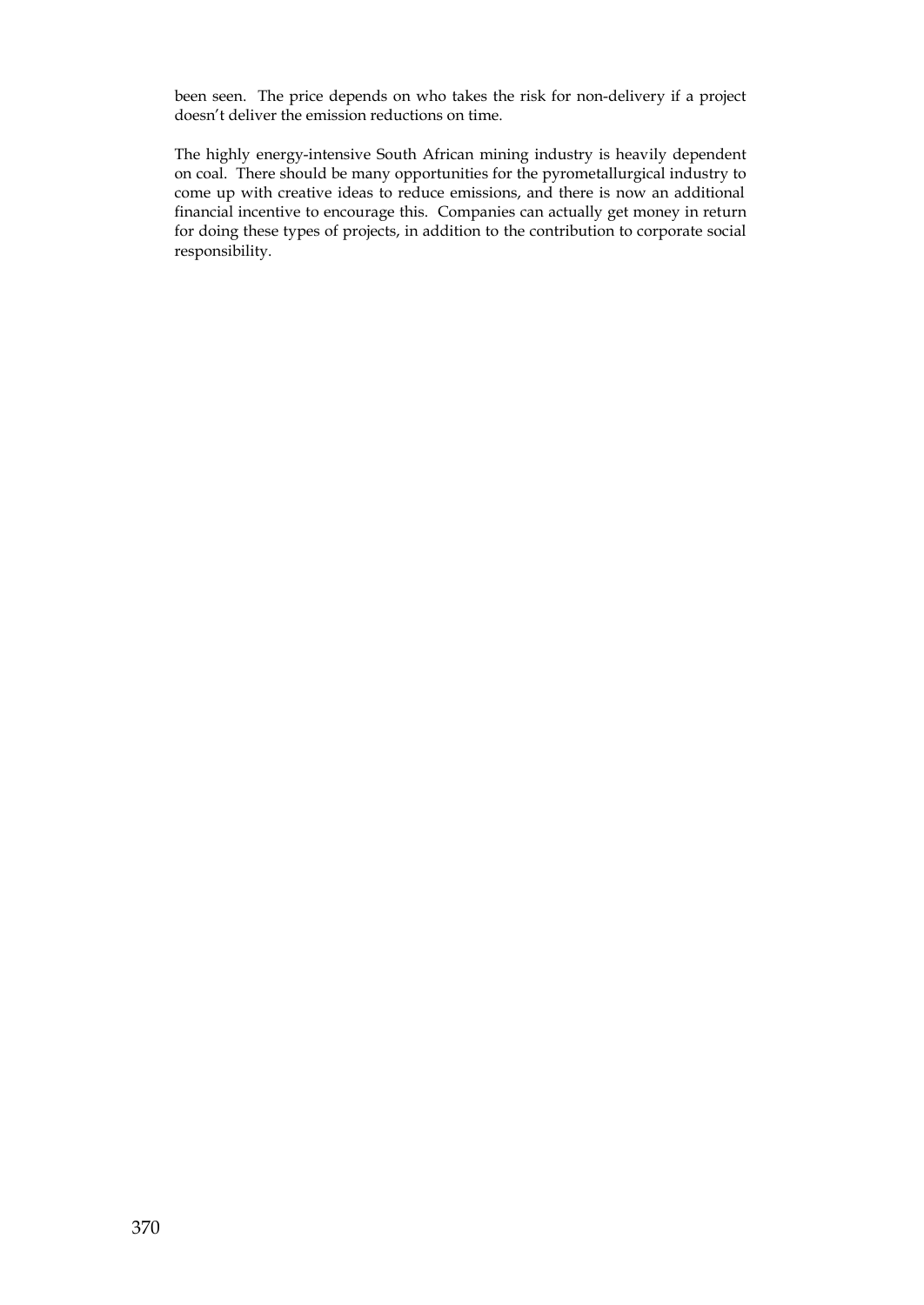been seen. The price depends on who takes the risk for non-delivery if a project doesn't deliver the emission reductions on time.

The highly energy-intensive South African mining industry is heavily dependent on coal. There should be many opportunities for the pyrometallurgical industry to come up with creative ideas to reduce emissions, and there is now an additional financial incentive to encourage this. Companies can actually get money in return for doing these types of projects, in addition to the contribution to corporate social responsibility.